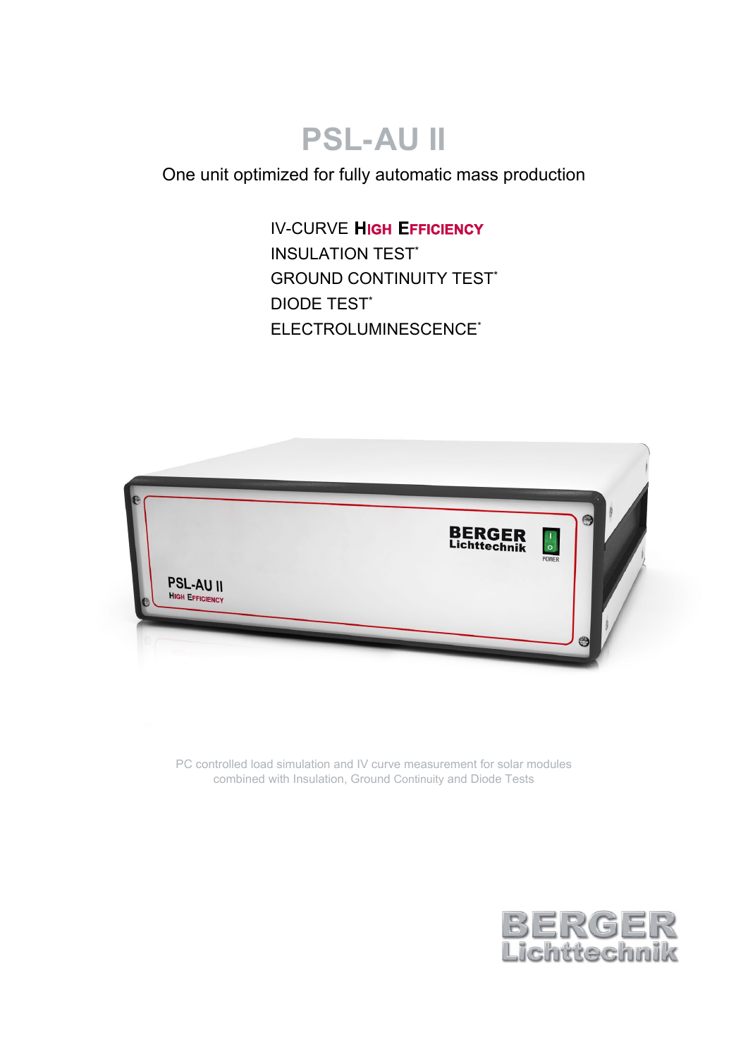# PSL-AU II

One unit optimized for fully automatic mass production

IV-CURVE **HIGH EFFICIENCY**
INSULATION TEST*
GROUND CONTINUITY TEST*
DIODE TEST*
ELECTROLUMINESCENCE*

PC controlled load simulation and IV curve measurement for solar modules combined with Insulation, Ground Continuity and Diode Tests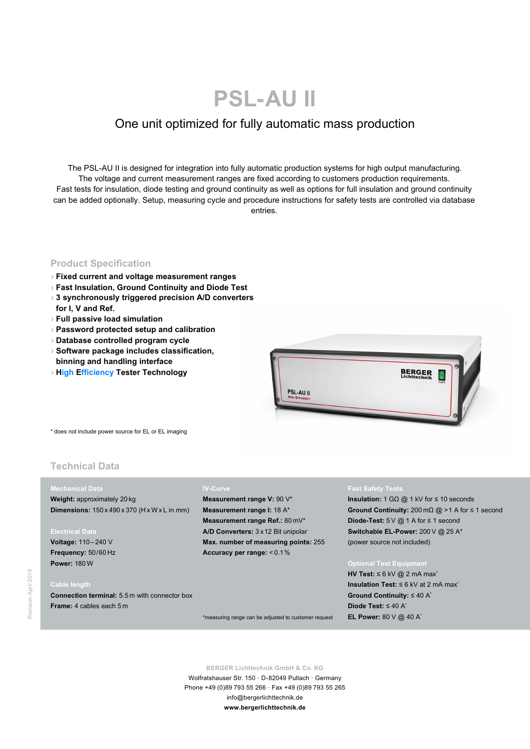# PSL-AU II

## One unit optimized for fully automatic mass production

The PSL-AU II is designed for integration into fully automatic production systems for high output manufacturing. The voltage and current measurement ranges are fixed according to customers production requirements. Fast tests for insulation, diode testing and ground continuity as well as options for full insulation and ground continuity can be added optionally. Setup, measuring cycle and procedure instructions for safety tests are controlled via database entries.

### Product Specification

- **Fixed current and voltage measurement ranges**
- **Fast Insulation, Ground Continuity and Diode Test**
- **3 synchronously triggered precision A/D converters for I, V and Ref.**
- **Full passive load simulation**
- **Password protected setup and calibration**
- **Database controlled program cycle**
- **Software package includes classification, binning and handling interface**
- **High Efficiency Tester Technology**

\* does not include power source for EL or EL imaging

### Technical Data

#### Mechanical Data

**Weight:** approximately 20 kg
**Dimensions:** 150 x 490 x 370 (H x W x L in mm)

#### Electrical Data

**Voltage:** 110 – 240 V
**Frequency:** 50/60 Hz
**Power:** 180 W

#### Cable length

**Connection terminal:** 5.5 m with connector box
**Frame:** 4 cables each 5 m

#### IV-Curve

**Measurement range V:** 90 V*
**Measurement range I:** 18 A*
**Measurement range Ref.:** 80 mV*
**A/D Converters:** 3 x 12 Bit unipolar
**Max. number of measuring points:** 255
**Accuracy per range:** < 0.1 %

*measuring range can be adjusted to customer request

#### Fast Safety Tests

**Insulation:** 1 GΩ @ 1 kV for ≤ 10 seconds
**Ground Continuity:** 200 mΩ @ >1 A for ≤ 1 second
**Diode-Test:** 5 V @ 1 A for ≤ 1 second
**Switchable EL-Power:** 200 V @ 25 A*
(power source not included)

#### Optional Test Equipment

**HV Test:** ≤ 6 kV @ 2 mA max*
**Insulation Test:** ≤ 6 kV at 2 mA max*
**Ground Continuity:** ≤ 40 A*
**Diode Test:** ≤ 40 A*
**EL Power:** 80 V @ 40 A*

Revision April 2018

**BERGER Lichttechnik GmbH & Co. KG**
Wolfratshauser Str. 150 · D-82049 Pullach · Germany
Phone +49 (0)89 793 55 266 · Fax +49 (0)89 793 55 265
info@bergerlichttechnik.de
**www.bergerlichttechnik.de**